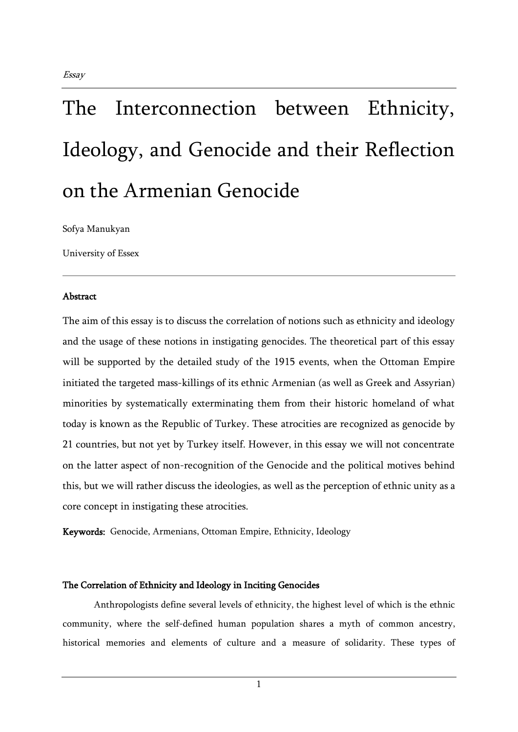*Essay*

# The Interconnection between Ethnicity, Ideology, and Genocide and their Reflection on the Armenian Genocide

Sofya Manukyan

University of Essex

**Abstract**

The aim of this essay is to discuss the correlation of notions such as ethnicity and ideology and the usage of these notions in instigating genocides. The theoretical part of this essay will be supported by the detailed study of the 1915 events, when the Ottoman Empire initiated the targeted mass-killings of its ethnic Armenian (as well as Greek and Assyrian) minorities by systematically exterminating them from their historic homeland of what today is known as the Republic of Turkey. These atrocities are recognized as genocide by 21 countries, but not yet by Turkey itself. However, in this essay we will not concentrate on the latter aspect of non-recognition of the Genocide and the political motives behind this, but we will rather discuss the ideologies, as well as the perception of ethnic unity as a core concept in instigating these atrocities.

**Keywords:** Genocide, Armenians, Ottoman Empire, Ethnicity, Ideology

## The Correlation of Ethnicity and Ideology in Inciting Genocides

Anthropologists define several levels of ethnicity, the highest level of which is the ethnic community, where the self-defined human population shares a myth of common ancestry, historical memories and elements of culture and a measure of solidarity. These types of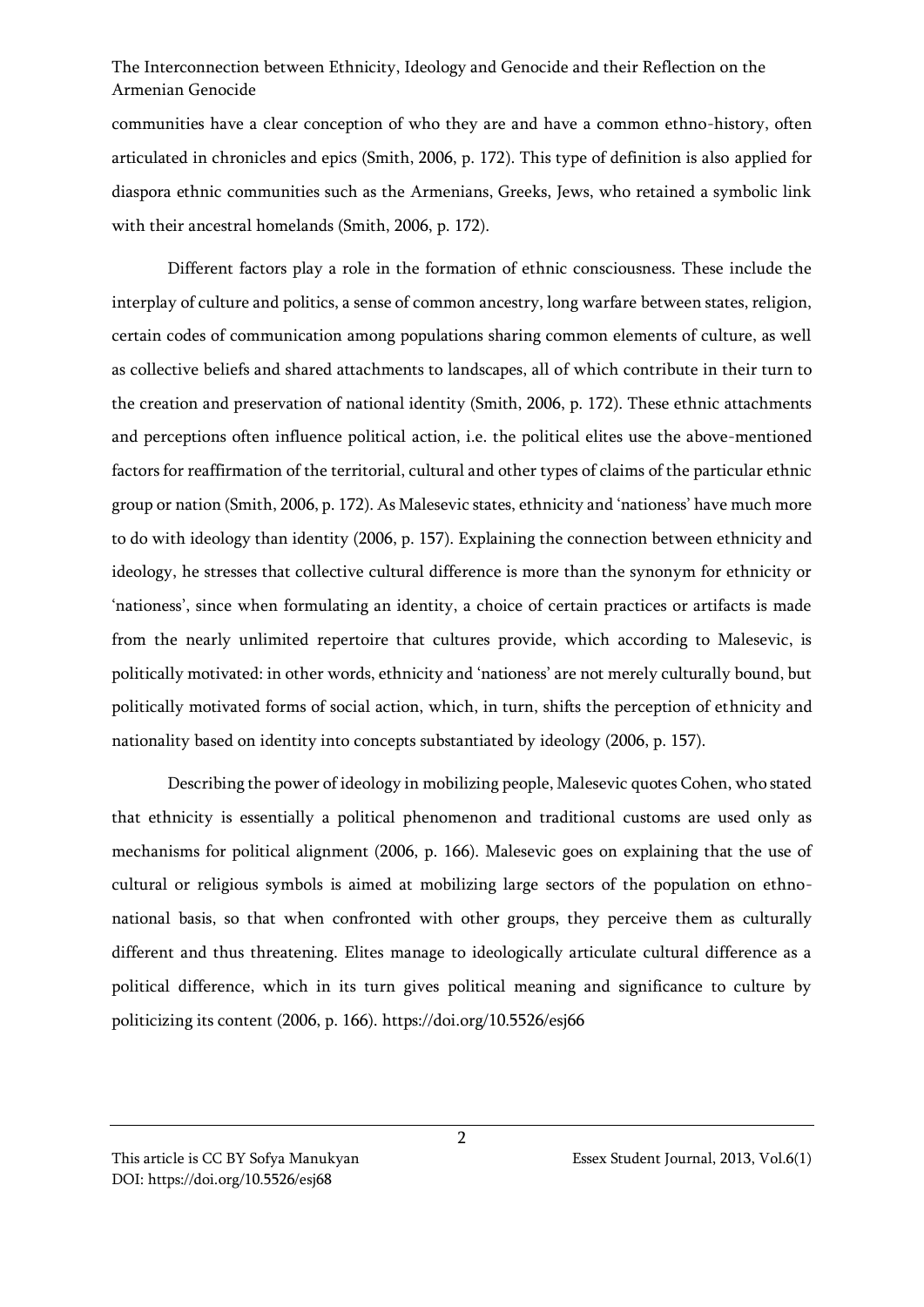communities have a clear conception of who they are and have a common ethno-history, often articulated in chronicles and epics (Smith, 2006, p. 172). This type of definition is also applied for diaspora ethnic communities such as the Armenians, Greeks, Jews, who retained a symbolic link with their ancestral homelands (Smith, 2006, p. 172).

Different factors play a role in the formation of ethnic consciousness. These include the interplay of culture and politics, a sense of common ancestry, long warfare between states, religion, certain codes of communication among populations sharing common elements of culture, as well as collective beliefs and shared attachments to landscapes, all of which contribute in their turn to the creation and preservation of national identity (Smith, 2006, p. 172). These ethnic attachments and perceptions often influence political action, i.e. the political elites use the above-mentioned factors for reaffirmation of the territorial, cultural and other types of claims of the particular ethnic group or nation (Smith, 2006, p. 172). As Malesevic states, ethnicity and 'nationess' have much more to do with ideology than identity (2006, p. 157). Explaining the connection between ethnicity and ideology, he stresses that collective cultural difference is more than the synonym for ethnicity or 'nationess', since when formulating an identity, a choice of certain practices or artifacts is made from the nearly unlimited repertoire that cultures provide, which according to Malesevic, is politically motivated: in other words, ethnicity and 'nationess' are not merely culturally bound, but politically motivated forms of social action, which, in turn, shifts the perception of ethnicity and nationality based on identity into concepts substantiated by ideology (2006, p. 157).

Describing the power of ideology in mobilizing people, Malesevic quotes Cohen, who stated that ethnicity is essentially a political phenomenon and traditional customs are used only as mechanisms for political alignment (2006, p. 166). Malesevic goes on explaining that the use of cultural or religious symbols is aimed at mobilizing large sectors of the population on ethno-national basis, so that when confronted with other groups, they perceive them as culturally different and thus threatening. Elites manage to ideologically articulate cultural difference as a political difference, which in its turn gives political meaning and significance to culture by politicizing its content (2006, p. 166). https://doi.org/10.5526/esj66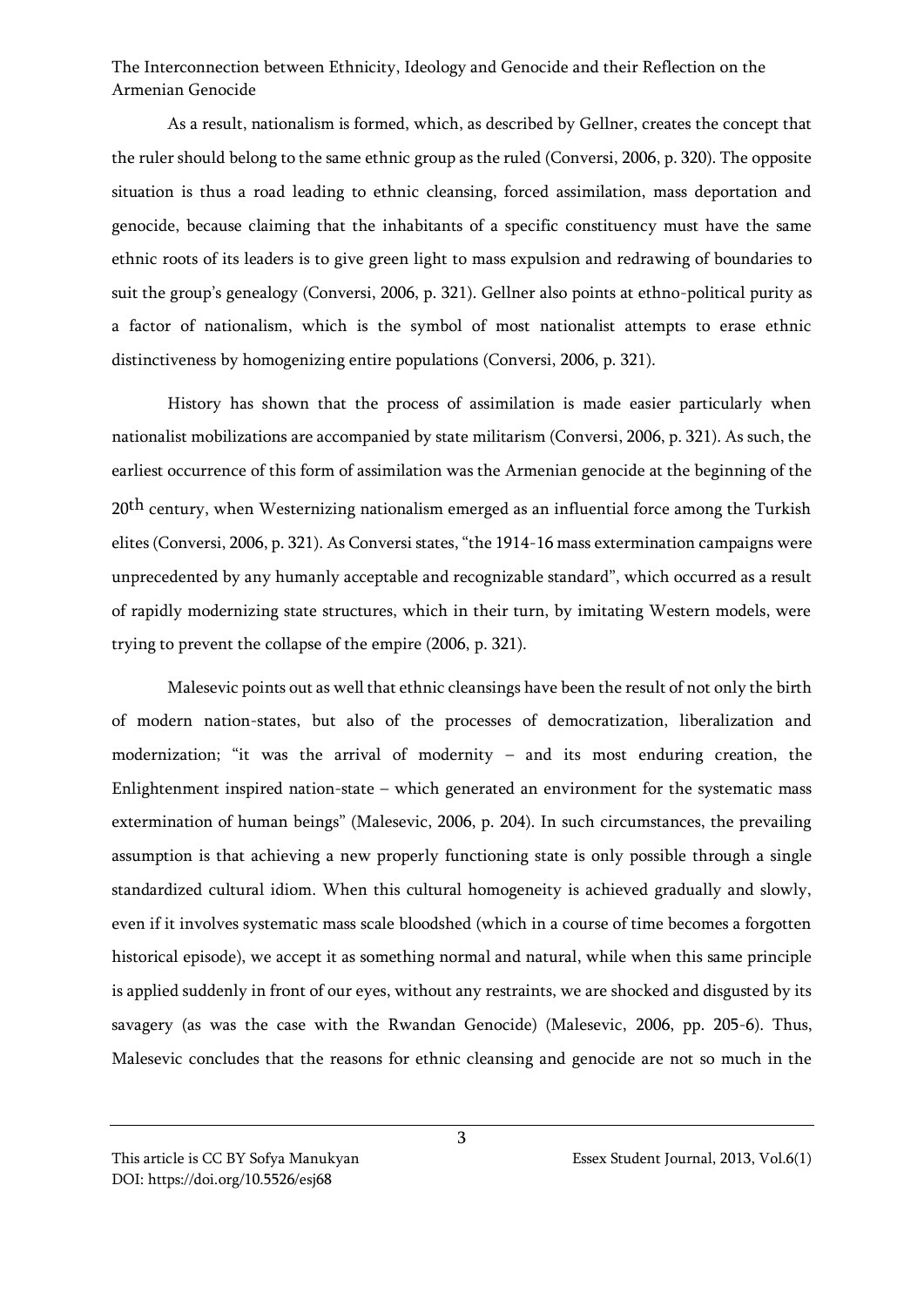As a result, nationalism is formed, which, as described by Gellner, creates the concept that the ruler should belong to the same ethnic group as the ruled (Conversi, 2006, p. 320). The opposite situation is thus a road leading to ethnic cleansing, forced assimilation, mass deportation and genocide, because claiming that the inhabitants of a specific constituency must have the same ethnic roots of its leaders is to give green light to mass expulsion and redrawing of boundaries to suit the group's genealogy (Conversi, 2006, p. 321). Gellner also points at ethno-political purity as a factor of nationalism, which is the symbol of most nationalist attempts to erase ethnic distinctiveness by homogenizing entire populations (Conversi, 2006, p. 321).

History has shown that the process of assimilation is made easier particularly when nationalist mobilizations are accompanied by state militarism (Conversi, 2006, p. 321). As such, the earliest occurrence of this form of assimilation was the Armenian genocide at the beginning of the 20th century, when Westernizing nationalism emerged as an influential force among the Turkish elites (Conversi, 2006, p. 321). As Conversi states, "the 1914-16 mass extermination campaigns were unprecedented by any humanly acceptable and recognizable standard", which occurred as a result of rapidly modernizing state structures, which in their turn, by imitating Western models, were trying to prevent the collapse of the empire (2006, p. 321).

Malesevic points out as well that ethnic cleansings have been the result of not only the birth of modern nation-states, but also of the processes of democratization, liberalization and modernization; "it was the arrival of modernity – and its most enduring creation, the Enlightenment inspired nation-state – which generated an environment for the systematic mass extermination of human beings" (Malesevic, 2006, p. 204). In such circumstances, the prevailing assumption is that achieving a new properly functioning state is only possible through a single standardized cultural idiom. When this cultural homogeneity is achieved gradually and slowly, even if it involves systematic mass scale bloodshed (which in a course of time becomes a forgotten historical episode), we accept it as something normal and natural, while when this same principle is applied suddenly in front of our eyes, without any restraints, we are shocked and disgusted by its savagery (as was the case with the Rwandan Genocide) (Malesevic, 2006, pp. 205-6). Thus, Malesevic concludes that the reasons for ethnic cleansing and genocide are not so much in the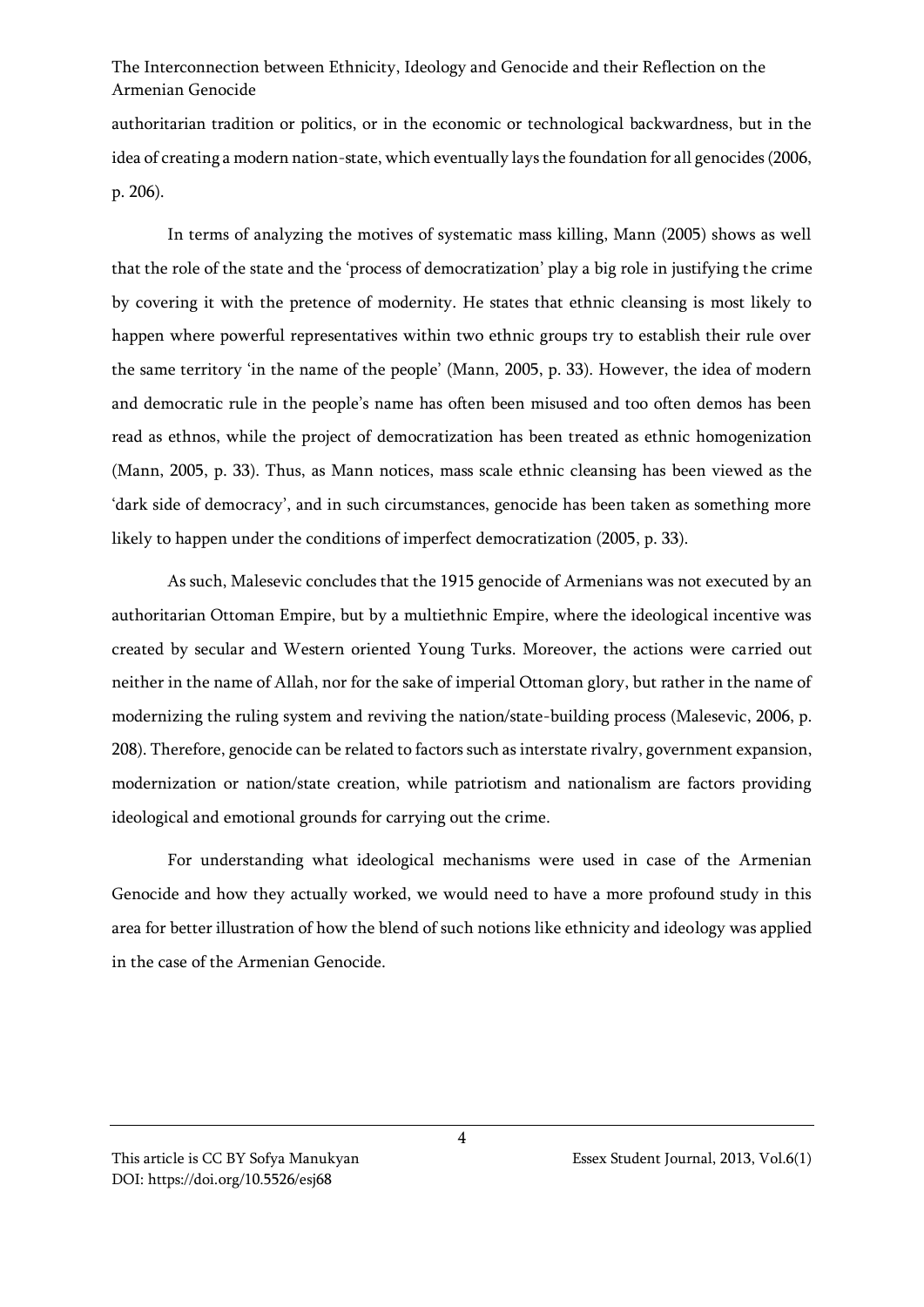authoritarian tradition or politics, or in the economic or technological backwardness, but in the idea of creating a modern nation-state, which eventually lays the foundation for all genocides (2006, p. 206).

In terms of analyzing the motives of systematic mass killing, Mann (2005) shows as well that the role of the state and the 'process of democratization' play a big role in justifying the crime by covering it with the pretence of modernity. He states that ethnic cleansing is most likely to happen where powerful representatives within two ethnic groups try to establish their rule over the same territory 'in the name of the people' (Mann, 2005, p. 33). However, the idea of modern and democratic rule in the people's name has often been misused and too often demos has been read as ethnos, while the project of democratization has been treated as ethnic homogenization (Mann, 2005, p. 33). Thus, as Mann notices, mass scale ethnic cleansing has been viewed as the 'dark side of democracy', and in such circumstances, genocide has been taken as something more likely to happen under the conditions of imperfect democratization (2005, p. 33).

As such, Malesevic concludes that the 1915 genocide of Armenians was not executed by an authoritarian Ottoman Empire, but by a multiethnic Empire, where the ideological incentive was created by secular and Western oriented Young Turks. Moreover, the actions were carried out neither in the name of Allah, nor for the sake of imperial Ottoman glory, but rather in the name of modernizing the ruling system and reviving the nation/state-building process (Malesevic, 2006, p. 208). Therefore, genocide can be related to factors such as interstate rivalry, government expansion, modernization or nation/state creation, while patriotism and nationalism are factors providing ideological and emotional grounds for carrying out the crime.

For understanding what ideological mechanisms were used in case of the Armenian Genocide and how they actually worked, we would need to have a more profound study in this area for better illustration of how the blend of such notions like ethnicity and ideology was applied in the case of the Armenian Genocide.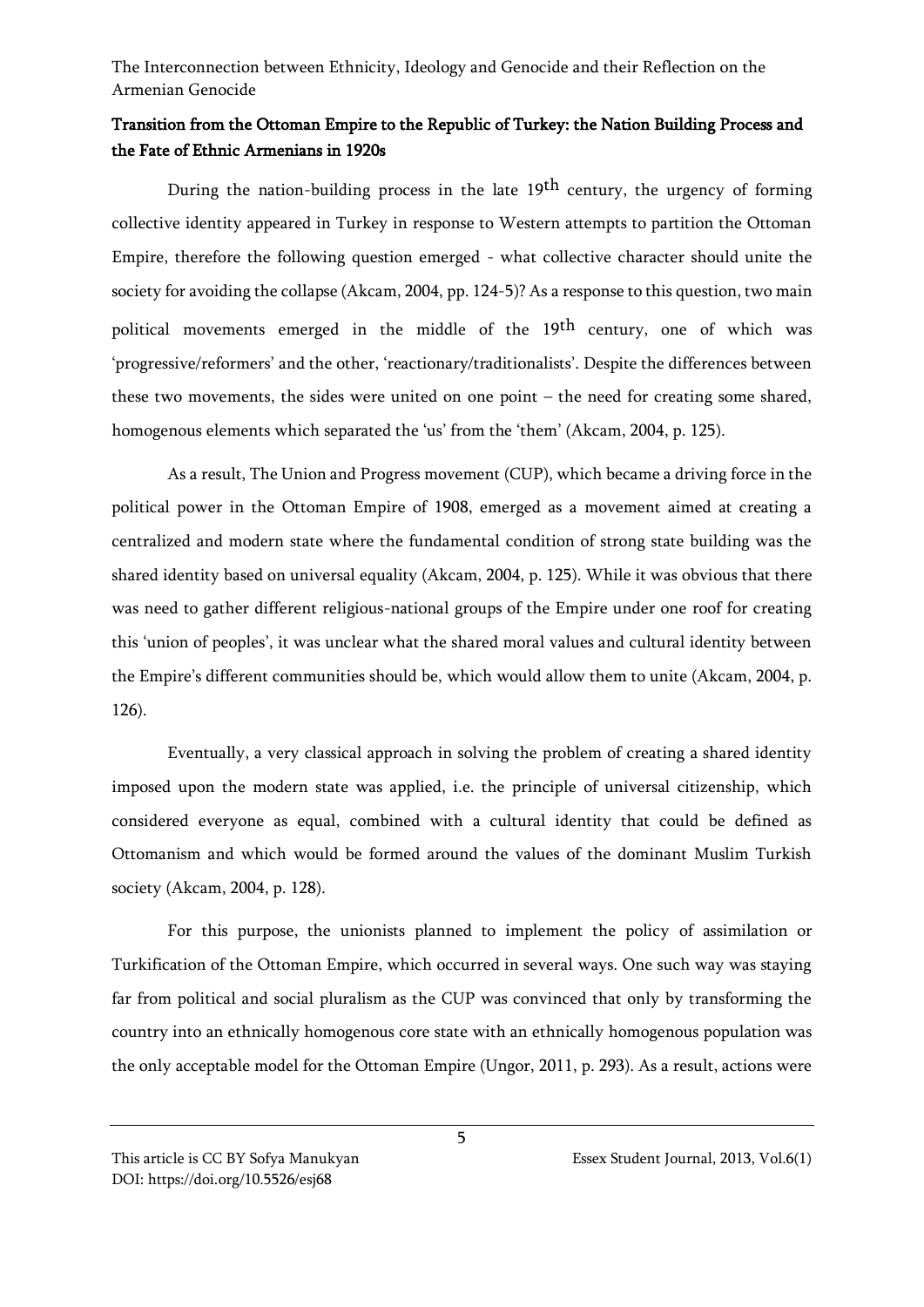## Transition from the Ottoman Empire to the Republic of Turkey: the Nation Building Process and the Fate of Ethnic Armenians in 1920s

During the nation-building process in the late 19th century, the urgency of forming collective identity appeared in Turkey in response to Western attempts to partition the Ottoman Empire, therefore the following question emerged - what collective character should unite the society for avoiding the collapse (Akcam, 2004, pp. 124-5)? As a response to this question, two main political movements emerged in the middle of the 19th century, one of which was 'progressive/reformers' and the other, 'reactionary/traditionalists'. Despite the differences between these two movements, the sides were united on one point – the need for creating some shared, homogenous elements which separated the 'us' from the 'them' (Akcam, 2004, p. 125).

As a result, The Union and Progress movement (CUP), which became a driving force in the political power in the Ottoman Empire of 1908, emerged as a movement aimed at creating a centralized and modern state where the fundamental condition of strong state building was the shared identity based on universal equality (Akcam, 2004, p. 125). While it was obvious that there was need to gather different religious-national groups of the Empire under one roof for creating this 'union of peoples', it was unclear what the shared moral values and cultural identity between the Empire's different communities should be, which would allow them to unite (Akcam, 2004, p. 126).

Eventually, a very classical approach in solving the problem of creating a shared identity imposed upon the modern state was applied, i.e. the principle of universal citizenship, which considered everyone as equal, combined with a cultural identity that could be defined as Ottomanism and which would be formed around the values of the dominant Muslim Turkish society (Akcam, 2004, p. 128).

For this purpose, the unionists planned to implement the policy of assimilation or Turkification of the Ottoman Empire, which occurred in several ways. One such way was staying far from political and social pluralism as the CUP was convinced that only by transforming the country into an ethnically homogenous core state with an ethnically homogenous population was the only acceptable model for the Ottoman Empire (Ungor, 2011, p. 293). As a result, actions were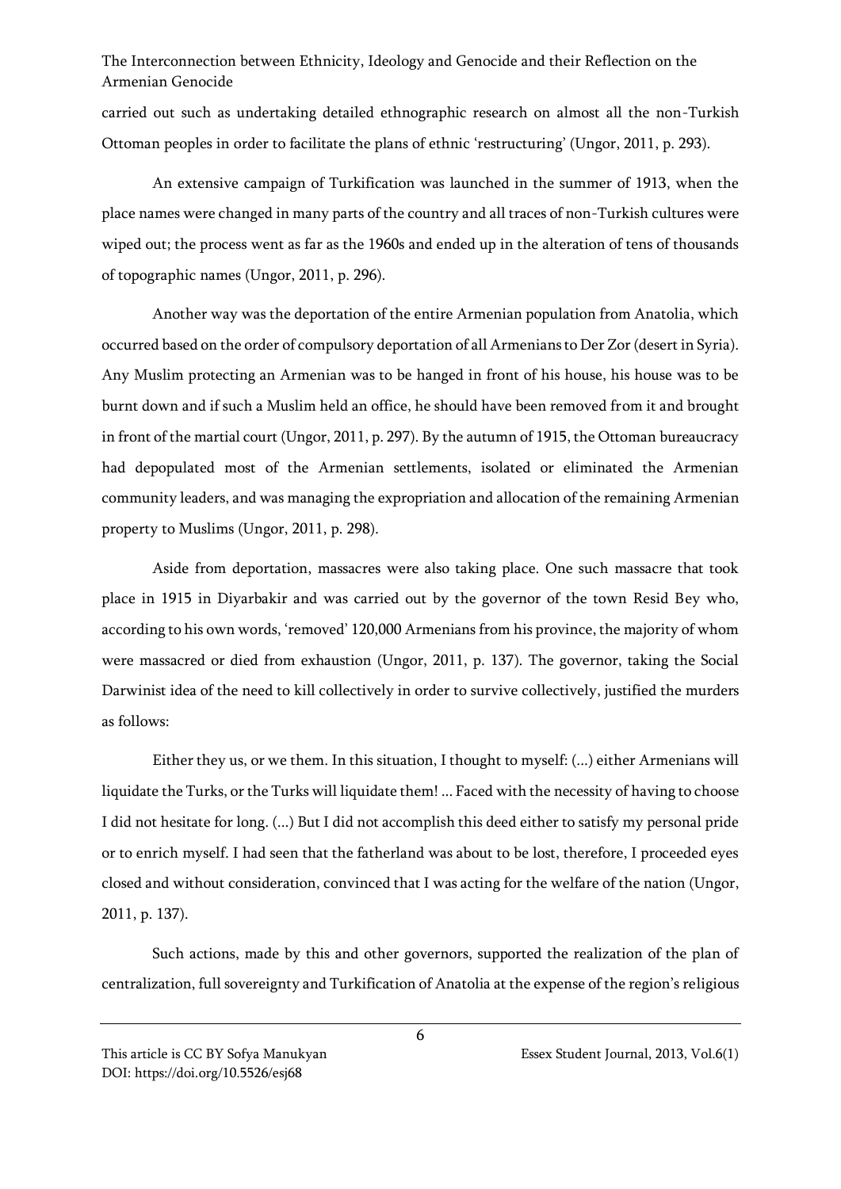carried out such as undertaking detailed ethnographic research on almost all the non-Turkish Ottoman peoples in order to facilitate the plans of ethnic 'restructuring' (Ungor, 2011, p. 293).

An extensive campaign of Turkification was launched in the summer of 1913, when the place names were changed in many parts of the country and all traces of non-Turkish cultures were wiped out; the process went as far as the 1960s and ended up in the alteration of tens of thousands of topographic names (Ungor, 2011, p. 296).

Another way was the deportation of the entire Armenian population from Anatolia, which occurred based on the order of compulsory deportation of all Armenians to Der Zor (desert in Syria). Any Muslim protecting an Armenian was to be hanged in front of his house, his house was to be burnt down and if such a Muslim held an office, he should have been removed from it and brought in front of the martial court (Ungor, 2011, p. 297). By the autumn of 1915, the Ottoman bureaucracy had depopulated most of the Armenian settlements, isolated or eliminated the Armenian community leaders, and was managing the expropriation and allocation of the remaining Armenian property to Muslims (Ungor, 2011, p. 298).

Aside from deportation, massacres were also taking place. One such massacre that took place in 1915 in Diyarbakir and was carried out by the governor of the town Resid Bey who, according to his own words, 'removed' 120,000 Armenians from his province, the majority of whom were massacred or died from exhaustion (Ungor, 2011, p. 137). The governor, taking the Social Darwinist idea of the need to kill collectively in order to survive collectively, justified the murders as follows:

> Either they us, or we them. In this situation, I thought to myself: (...) either Armenians will liquidate the Turks, or the Turks will liquidate them! ... Faced with the necessity of having to choose I did not hesitate for long. (...) But I did not accomplish this deed either to satisfy my personal pride or to enrich myself. I had seen that the fatherland was about to be lost, therefore, I proceeded eyes closed and without consideration, convinced that I was acting for the welfare of the nation (Ungor, 2011, p. 137).

Such actions, made by this and other governors, supported the realization of the plan of centralization, full sovereignty and Turkification of Anatolia at the expense of the region's religious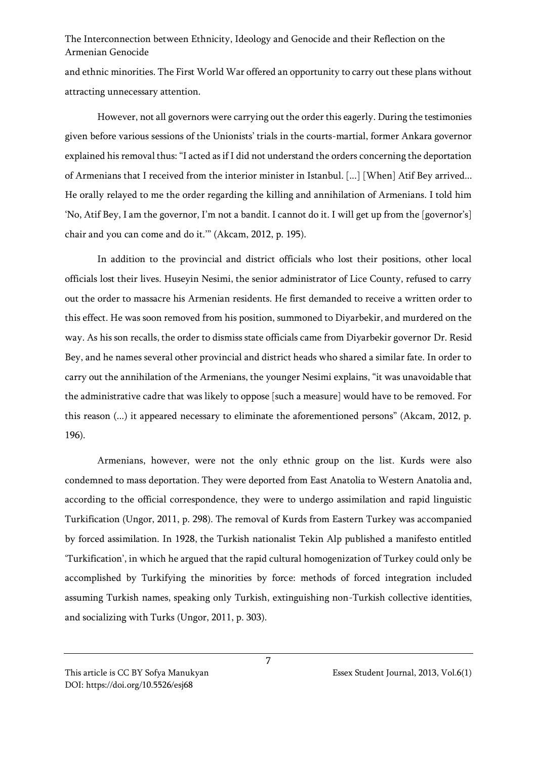and ethnic minorities. The First World War offered an opportunity to carry out these plans without attracting unnecessary attention.

However, not all governors were carrying out the order this eagerly. During the testimonies given before various sessions of the Unionists' trials in the courts-martial, former Ankara governor explained his removal thus: "I acted as if I did not understand the orders concerning the deportation of Armenians that I received from the interior minister in Istanbul. [...] [When] Atif Bey arrived... He orally relayed to me the order regarding the killing and annihilation of Armenians. I told him 'No, Atif Bey, I am the governor, I'm not a bandit. I cannot do it. I will get up from the [governor's] chair and you can come and do it.'" (Akcam, 2012, p. 195).

In addition to the provincial and district officials who lost their positions, other local officials lost their lives. Huseyin Nesimi, the senior administrator of Lice County, refused to carry out the order to massacre his Armenian residents. He first demanded to receive a written order to this effect. He was soon removed from his position, summoned to Diyarbekir, and murdered on the way. As his son recalls, the order to dismiss state officials came from Diyarbekir governor Dr. Resid Bey, and he names several other provincial and district heads who shared a similar fate. In order to carry out the annihilation of the Armenians, the younger Nesimi explains, "it was unavoidable that the administrative cadre that was likely to oppose [such a measure] would have to be removed. For this reason (...) it appeared necessary to eliminate the aforementioned persons" (Akcam, 2012, p. 196).

Armenians, however, were not the only ethnic group on the list. Kurds were also condemned to mass deportation. They were deported from East Anatolia to Western Anatolia and, according to the official correspondence, they were to undergo assimilation and rapid linguistic Turkification (Ungor, 2011, p. 298). The removal of Kurds from Eastern Turkey was accompanied by forced assimilation. In 1928, the Turkish nationalist Tekin Alp published a manifesto entitled 'Turkification', in which he argued that the rapid cultural homogenization of Turkey could only be accomplished by Turkifying the minorities by force: methods of forced integration included assuming Turkish names, speaking only Turkish, extinguishing non-Turkish collective identities, and socializing with Turks (Ungor, 2011, p. 303).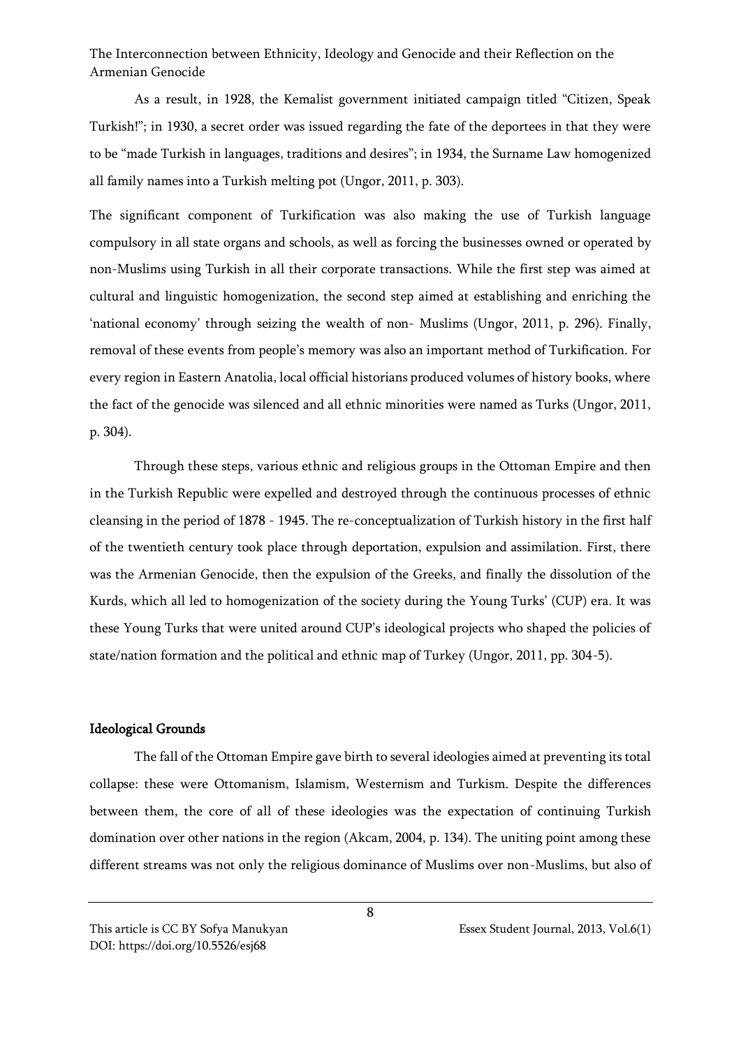As a result, in 1928, the Kemalist government initiated campaign titled "Citizen, Speak Turkish!"; in 1930, a secret order was issued regarding the fate of the deportees in that they were to be "made Turkish in languages, traditions and desires"; in 1934, the Surname Law homogenized all family names into a Turkish melting pot (Ungor, 2011, p. 303).

The significant component of Turkification was also making the use of Turkish language compulsory in all state organs and schools, as well as forcing the businesses owned or operated by non-Muslims using Turkish in all their corporate transactions. While the first step was aimed at cultural and linguistic homogenization, the second step aimed at establishing and enriching the 'national economy' through seizing the wealth of non- Muslims (Ungor, 2011, p. 296). Finally, removal of these events from people's memory was also an important method of Turkification. For every region in Eastern Anatolia, local official historians produced volumes of history books, where the fact of the genocide was silenced and all ethnic minorities were named as Turks (Ungor, 2011, p. 304).

Through these steps, various ethnic and religious groups in the Ottoman Empire and then in the Turkish Republic were expelled and destroyed through the continuous processes of ethnic cleansing in the period of 1878 - 1945. The re-conceptualization of Turkish history in the first half of the twentieth century took place through deportation, expulsion and assimilation. First, there was the Armenian Genocide, then the expulsion of the Greeks, and finally the dissolution of the Kurds, which all led to homogenization of the society during the Young Turks' (CUP) era. It was these Young Turks that were united around CUP's ideological projects who shaped the policies of state/nation formation and the political and ethnic map of Turkey (Ungor, 2011, pp. 304-5).

### Ideological Grounds

The fall of the Ottoman Empire gave birth to several ideologies aimed at preventing its total collapse: these were Ottomanism, Islamism, Westernism and Turkism. Despite the differences between them, the core of all of these ideologies was the expectation of continuing Turkish domination over other nations in the region (Akcam, 2004, p. 134). The uniting point among these different streams was not only the religious dominance of Muslims over non-Muslims, but also of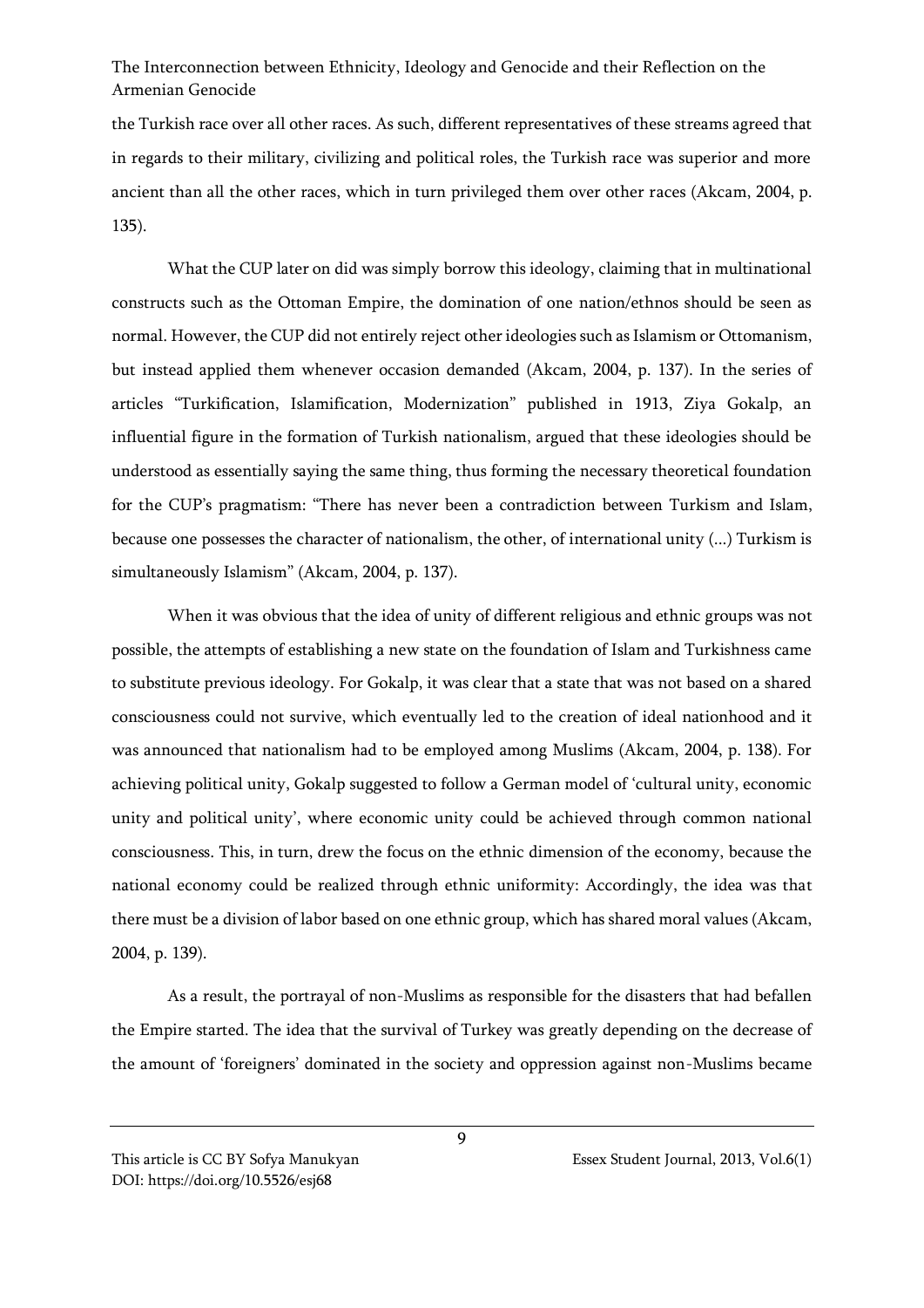the Turkish race over all other races. As such, different representatives of these streams agreed that in regards to their military, civilizing and political roles, the Turkish race was superior and more ancient than all the other races, which in turn privileged them over other races (Akcam, 2004, p. 135).

What the CUP later on did was simply borrow this ideology, claiming that in multinational constructs such as the Ottoman Empire, the domination of one nation/ethnos should be seen as normal. However, the CUP did not entirely reject other ideologies such as Islamism or Ottomanism, but instead applied them whenever occasion demanded (Akcam, 2004, p. 137). In the series of articles "Turkification, Islamification, Modernization" published in 1913, Ziya Gokalp, an influential figure in the formation of Turkish nationalism, argued that these ideologies should be understood as essentially saying the same thing, thus forming the necessary theoretical foundation for the CUP's pragmatism: "There has never been a contradiction between Turkism and Islam, because one possesses the character of nationalism, the other, of international unity (...) Turkism is simultaneously Islamism" (Akcam, 2004, p. 137).

When it was obvious that the idea of unity of different religious and ethnic groups was not possible, the attempts of establishing a new state on the foundation of Islam and Turkishness came to substitute previous ideology. For Gokalp, it was clear that a state that was not based on a shared consciousness could not survive, which eventually led to the creation of ideal nationhood and it was announced that nationalism had to be employed among Muslims (Akcam, 2004, p. 138). For achieving political unity, Gokalp suggested to follow a German model of 'cultural unity, economic unity and political unity', where economic unity could be achieved through common national consciousness. This, in turn, drew the focus on the ethnic dimension of the economy, because the national economy could be realized through ethnic uniformity: Accordingly, the idea was that there must be a division of labor based on one ethnic group, which has shared moral values (Akcam, 2004, p. 139).

As a result, the portrayal of non-Muslims as responsible for the disasters that had befallen the Empire started. The idea that the survival of Turkey was greatly depending on the decrease of the amount of 'foreigners' dominated in the society and oppression against non-Muslims became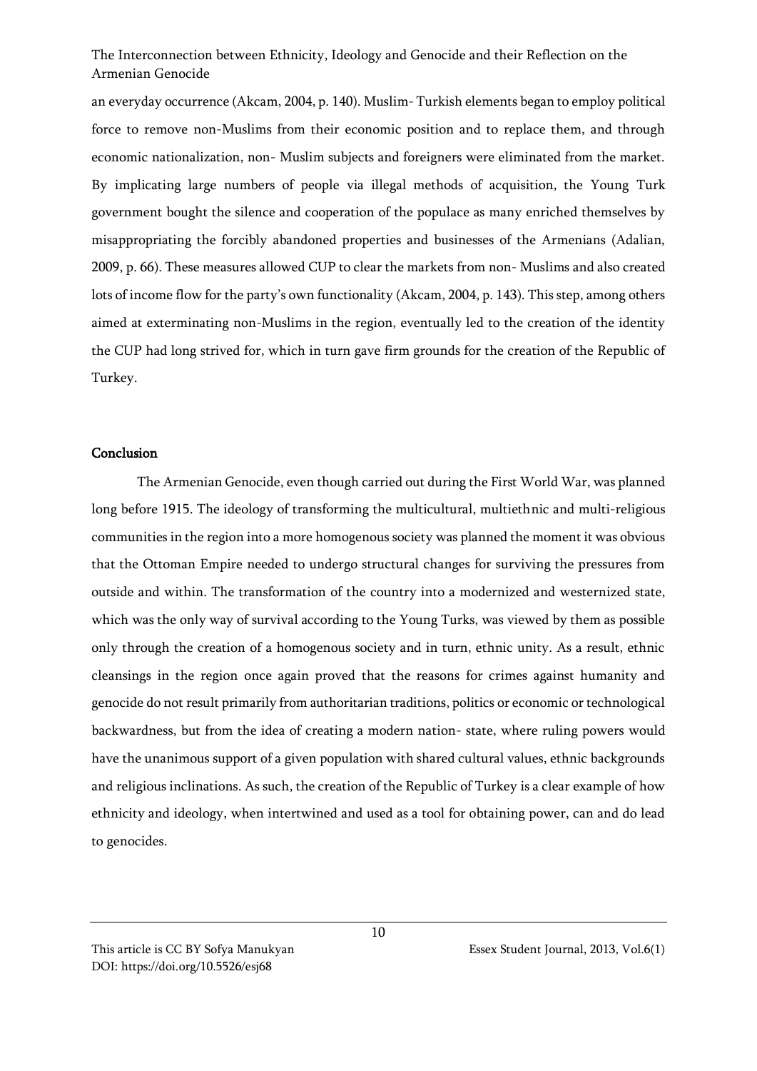an everyday occurrence (Akcam, 2004, p. 140). Muslim- Turkish elements began to employ political force to remove non-Muslims from their economic position and to replace them, and through economic nationalization, non- Muslim subjects and foreigners were eliminated from the market. By implicating large numbers of people via illegal methods of acquisition, the Young Turk government bought the silence and cooperation of the populace as many enriched themselves by misappropriating the forcibly abandoned properties and businesses of the Armenians (Adalian, 2009, p. 66). These measures allowed CUP to clear the markets from non- Muslims and also created lots of income flow for the party's own functionality (Akcam, 2004, p. 143). This step, among others aimed at exterminating non-Muslims in the region, eventually led to the creation of the identity the CUP had long strived for, which in turn gave firm grounds for the creation of the Republic of Turkey.

## Conclusion

The Armenian Genocide, even though carried out during the First World War, was planned long before 1915. The ideology of transforming the multicultural, multiethnic and multi-religious communities in the region into a more homogenous society was planned the moment it was obvious that the Ottoman Empire needed to undergo structural changes for surviving the pressures from outside and within. The transformation of the country into a modernized and westernized state, which was the only way of survival according to the Young Turks, was viewed by them as possible only through the creation of a homogenous society and in turn, ethnic unity. As a result, ethnic cleansings in the region once again proved that the reasons for crimes against humanity and genocide do not result primarily from authoritarian traditions, politics or economic or technological backwardness, but from the idea of creating a modern nation- state, where ruling powers would have the unanimous support of a given population with shared cultural values, ethnic backgrounds and religious inclinations. As such, the creation of the Republic of Turkey is a clear example of how ethnicity and ideology, when intertwined and used as a tool for obtaining power, can and do lead to genocides.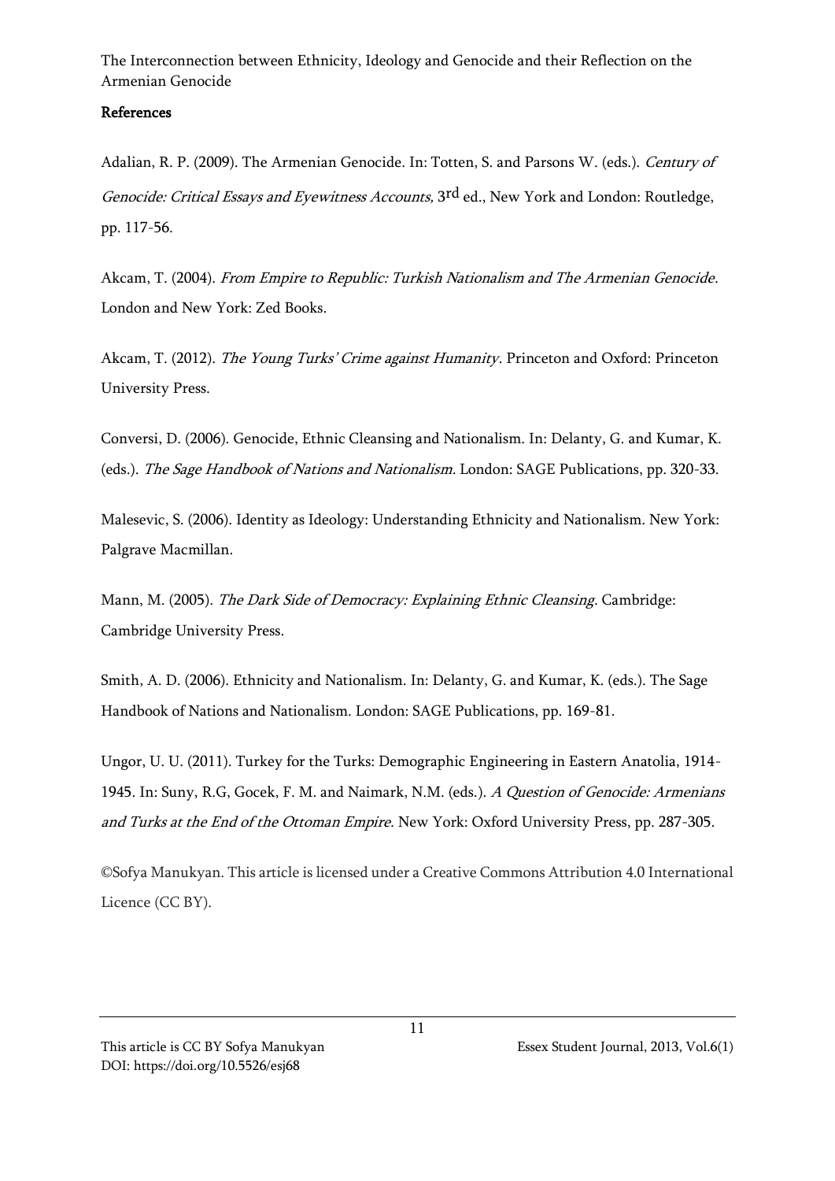**References**

Adalian, R. P. (2009). The Armenian Genocide. In: Totten, S. and Parsons W. (eds.). *Century of Genocide: Critical Essays and Eyewitness Accounts,* 3rd ed., New York and London: Routledge, pp. 117-56.

Akcam, T. (2004). *From Empire to Republic: Turkish Nationalism and The Armenian Genocide*. London and New York: Zed Books.

Akcam, T. (2012). *The Young Turks' Crime against Humanity*. Princeton and Oxford: Princeton University Press.

Conversi, D. (2006). Genocide, Ethnic Cleansing and Nationalism. In: Delanty, G. and Kumar, K. (eds.). *The Sage Handbook of Nations and Nationalism*. London: SAGE Publications, pp. 320-33.

Malesevic, S. (2006). Identity as Ideology: Understanding Ethnicity and Nationalism. New York: Palgrave Macmillan.

Mann, M. (2005). *The Dark Side of Democracy: Explaining Ethnic Cleansing*. Cambridge: Cambridge University Press.

Smith, A. D. (2006). Ethnicity and Nationalism. In: Delanty, G. and Kumar, K. (eds.). The Sage Handbook of Nations and Nationalism. London: SAGE Publications, pp. 169-81.

Ungor, U. U. (2011). Turkey for the Turks: Demographic Engineering in Eastern Anatolia, 1914-1945. In: Suny, R.G, Gocek, F. M. and Naimark, N.M. (eds.). *A Question of Genocide: Armenians and Turks at the End of the Ottoman Empire.* New York: Oxford University Press, pp. 287-305.

©Sofya Manukyan. This article is licensed under a Creative Commons Attribution 4.0 International Licence (CC BY).